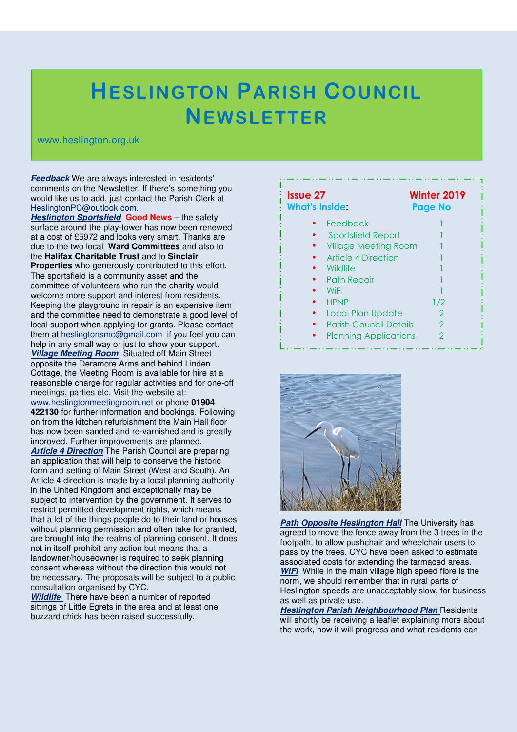# HESLINGTON PARISH COUNCIL NEWSLETTER

www.heslington.org.uk

| **Issue 27** | **Winter 2019** |
| --- | --- |
| **What's Inside:** | **Page No** |
| • Feedback | 1 |
| • Sportsfield Report | 1 |
| • Village Meeting Room | 1 |
| • Article 4 Direction | 1 |
| • Wildlife | 1 |
| • Path Repair | 1 |
| • WiFi | 1 |
| • HPNP | 1/2 |
| • Local Plan Update | 2 |
| • Parish Council Details | 2 |
| • Planning Applications | 2 |

***Feedback*** We are always interested in residents' comments on the Newsletter. If there's something you would like us to add, just contact the Parish Clerk at HeslingtonPC@outlook.com.

***Heslington Sportsfield*** **Good News** – the safety surface around the play-tower has now been renewed at a cost of £5972 and looks very smart. Thanks are due to the two local **Ward Committees** and also to the **Halifax Charitable Trust** and to **Sinclair Properties** who generously contributed to this effort. The sportsfield is a community asset and the committee of volunteers who run the charity would welcome more support and interest from residents. Keeping the playground in repair is an expensive item and the committee need to demonstrate a good level of local support when applying for grants. Please contact them at heslingtonsmc@gmail.com if you feel you can help in any small way or just to show your support.

***Village Meeting Room*** Situated off Main Street opposite the Deramore Arms and behind Linden Cottage, the Meeting Room is available for hire at a reasonable charge for regular activities and for one-off meetings, parties etc. Visit the website at: www.heslingtonmeetingroom.net or phone **01904 422130** for further information and bookings. Following on from the kitchen refurbishment the Main Hall floor has now been sanded and re-varnished and is greatly improved. Further improvements are planned.

***Article 4 Direction*** The Parish Council are preparing an application that will help to conserve the historic form and setting of Main Street (West and South). An Article 4 direction is made by a local planning authority in the United Kingdom and exceptionally may be subject to intervention by the government. It serves to restrict permitted development rights, which means that a lot of the things people do to their land or houses without planning permission and often take for granted, are brought into the realms of planning consent. It does not in itself prohibit any action but means that a landowner/houseowner is required to seek planning consent whereas without the direction this would not be necessary. The proposals will be subject to a public consultation organised by CYC.

***Wildlife*** There have been a number of reported sittings of Little Egrets in the area and at least one buzzard chick has been raised successfully.

***Path Opposite Heslington Hall*** The University has agreed to move the fence away from the 3 trees in the footpath, to allow pushchair and wheelchair users to pass by the trees. CYC have been asked to estimate associated costs for extending the tarmaced areas.

***WiFi*** While in the main village high speed fibre is the norm, we should remember that in rural parts of Heslington speeds are unacceptably slow, for business as well as private use.

***Heslington Parish Neighbourhood Plan*** Residents will shortly be receiving a leaflet explaining more about the work, how it will progress and what residents can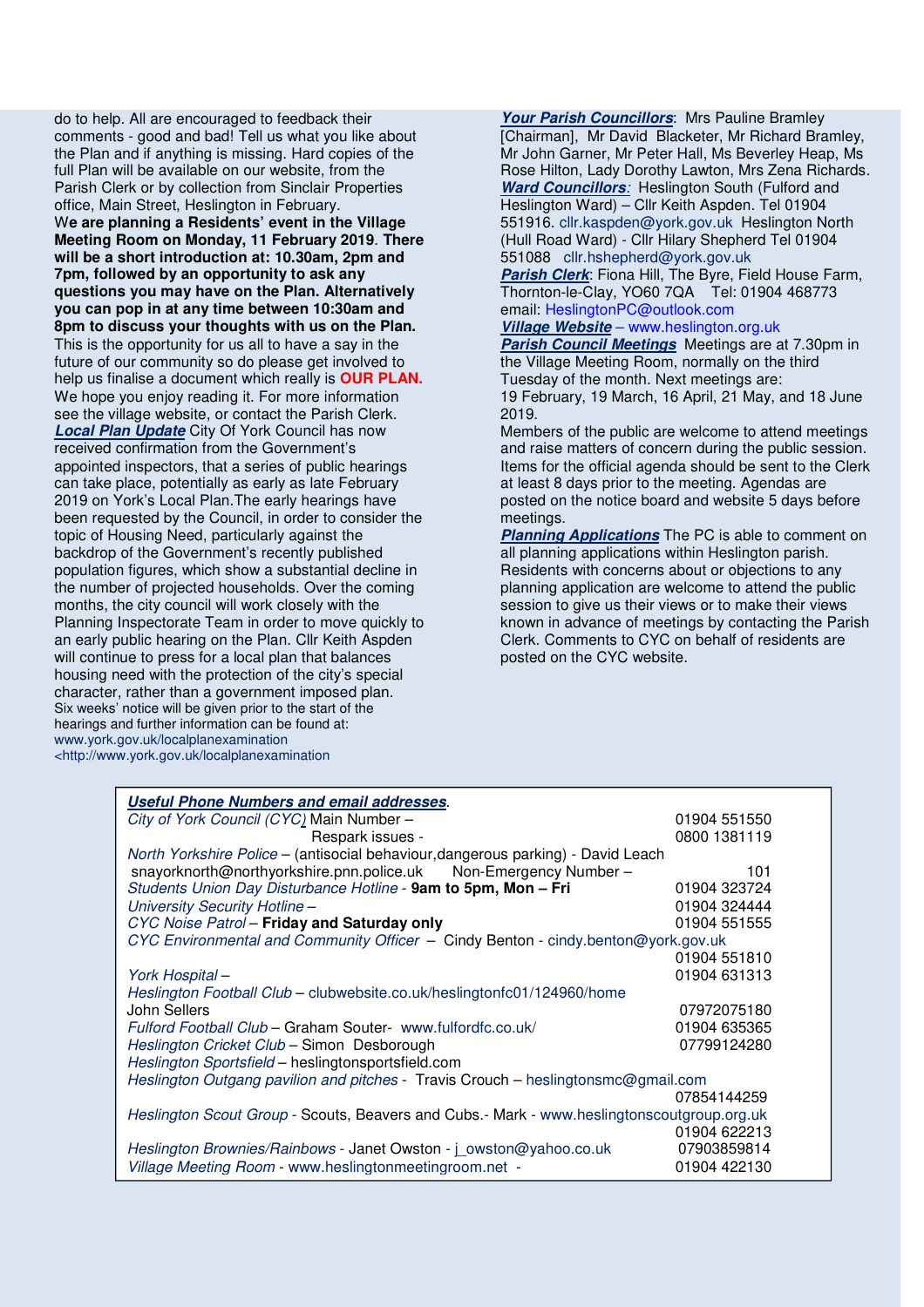do to help. All are encouraged to feedback their comments - good and bad! Tell us what you like about the Plan and if anything is missing. Hard copies of the full Plan will be available on our website, from the Parish Clerk or by collection from Sinclair Properties office, Main Street, Heslington in February.

**We are planning a Residents' event in the Village Meeting Room on Monday, 11 February 2019. There will be a short introduction at: 10.30am, 2pm and 7pm, followed by an opportunity to ask any questions you may have on the Plan. Alternatively you can pop in at any time between 10:30am and 8pm to discuss your thoughts with us on the Plan.**

This is the opportunity for us all to have a say in the future of our community so do please get involved to help us finalise a document which really is **OUR PLAN.**

We hope you enjoy reading it. For more information see the village website, or contact the Parish Clerk.

***Local Plan Update*** City Of York Council has now received confirmation from the Government's appointed inspectors, that a series of public hearings can take place, potentially as early as late February 2019 on York's Local Plan.The early hearings have been requested by the Council, in order to consider the topic of Housing Need, particularly against the backdrop of the Government's recently published population figures, which show a substantial decline in the number of projected households. Over the coming months, the city council will work closely with the Planning Inspectorate Team in order to move quickly to an early public hearing on the Plan. Cllr Keith Aspden will continue to press for a local plan that balances housing need with the protection of the city's special character, rather than a government imposed plan.

Six weeks' notice will be given prior to the start of the hearings and further information can be found at: www.york.gov.uk/localplanexamination <http://www.york.gov.uk/localplanexamination

***Your Parish Councillors***: Mrs Pauline Bramley [Chairman], Mr David Blacketer, Mr Richard Bramley, Mr John Garner, Mr Peter Hall, Ms Beverley Heap, Ms Rose Hilton, Lady Dorothy Lawton, Mrs Zena Richards.

***Ward Councillors***: Heslington South (Fulford and Heslington Ward) – Cllr Keith Aspden. Tel 01904 551916. cllr.kaspden@york.gov.uk Heslington North (Hull Road Ward) - Cllr Hilary Shepherd Tel 01904 551088 cllr.hshepherd@york.gov.uk

***Parish Clerk***: Fiona Hill, The Byre, Field House Farm, Thornton-le-Clay, YO60 7QA Tel: 01904 468773 email: HeslingtonPC@outlook.com

***Village Website*** – www.heslington.org.uk

***Parish Council Meetings*** Meetings are at 7.30pm in the Village Meeting Room, normally on the third Tuesday of the month. Next meetings are: 19 February, 19 March, 16 April, 21 May, and 18 June 2019.

Members of the public are welcome to attend meetings and raise matters of concern during the public session. Items for the official agenda should be sent to the Clerk at least 8 days prior to the meeting. Agendas are posted on the notice board and website 5 days before meetings.

***Planning Applications*** The PC is able to comment on all planning applications within Heslington parish. Residents with concerns about or objections to any planning application are welcome to attend the public session to give us their views or to make their views known in advance of meetings by contacting the Parish Clerk. Comments to CYC on behalf of residents are posted on the CYC website.

***Useful Phone Numbers and email addresses***.

| | |
|---|---|
| *City of York Council (CYC)* Main Number – | 01904 551550 |
| Respark issues - | 0800 1381119 |
| *North Yorkshire Police* – (antisocial behaviour,dangerous parking) - David Leach snayorknorth@northyorkshire.pnn.police.uk Non-Emergency Number – | 101 |
| *Students Union Day Disturbance Hotline* - **9am to 5pm, Mon – Fri** | 01904 323724 |
| *University Security Hotline* – | 01904 324444 |
| *CYC Noise Patrol* – **Friday and Saturday only** | 01904 551555 |
| *CYC Environmental and Community Officer* – Cindy Benton - cindy.benton@york.gov.uk | 01904 551810 |
| *York Hospital* – | 01904 631313 |
| *Heslington Football Club* – clubwebsite.co.uk/heslingtonfc01/124960/home John Sellers | 07972075180 |
| *Fulford Football Club* – Graham Souter- www.fulfordfc.co.uk/ | 01904 635365 |
| *Heslington Cricket Club* – Simon Desborough | 07799124280 |
| *Heslington Sportsfield* – heslingtonsportsfield.com | |
| *Heslington Outgang pavilion and pitches* - Travis Crouch – heslingtonsmc@gmail.com | 07854144259 |
| *Heslington Scout Group* - Scouts, Beavers and Cubs.- Mark - www.heslingtonscoutgroup.org.uk | 01904 622213 |
| *Heslington Brownies/Rainbows* - Janet Owston - j_owston@yahoo.co.uk | 07903859814 |
| *Village Meeting Room* - www.heslingtonmeetingroom.net - | 01904 422130 |